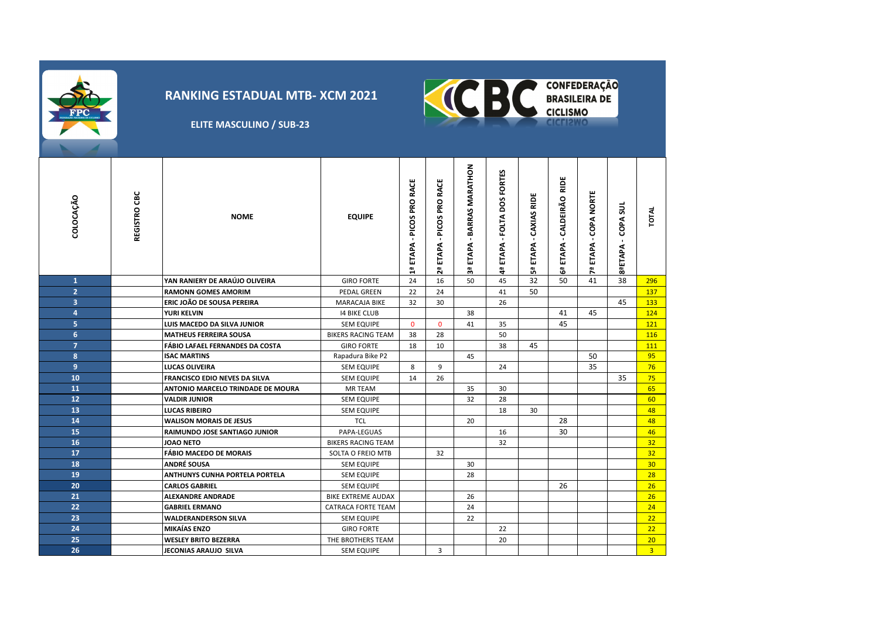# RANKING ESTADUAL MTB- XCM 2021

## ELITE MASCULINO / SUB-23

CONFEDERAÇÃO BRASILEIRA DE CICLISMO

| COLOCAÇÃO | REGISTRO CBC | NOME | EQUIPE | 1ª ETAPA - PICOS PRO RACE | 2ª ETAPA - PICOS PRO RACE | 3ª ETAPA - BARRAS MARATHON | 4ª ETAPA - FOLTA DOS FORTES | 5ª ETAPA - CAXIAS RIDE | 6ª ETAPA - CALDEIRÃO RIDE | 7ª ETAPA - COPA NORTE | 8ªETAPA - COPA SUL | TOTAL |
|---|---|---|---|---|---|---|---|---|---|---|---|---|
| 1 | | YAN RANIERY DE ARAÚJO OLIVEIRA | GIRO FORTE | 24 | 16 | 50 | 45 | 32 | 50 | 41 | 38 | 296 |
| 2 | | RAMONN GOMES AMORIM | PEDAL GREEN | 22 | 24 | | 41 | 50 | | | | 137 |
| 3 | | ERIC JOÃO DE SOUSA PEREIRA | MARACAJA BIKE | 32 | 30 | | 26 | | | | 45 | 133 |
| 4 | | YURI KELVIN | I4 BIKE CLUB | | | 38 | | | 41 | 45 | | 124 |
| 5 | | LUIS MACEDO DA SILVA JUNIOR | SEM EQUIPE | 0 | 0 | 41 | 35 | | 45 | | | 121 |
| 6 | | MATHEUS FERREIRA SOUSA | BIKERS RACING TEAM | 38 | 28 | | 50 | | | | | 116 |
| 7 | | FÁBIO LAFAEL FERNANDES DA COSTA | GIRO FORTE | 18 | 10 | | 38 | 45 | | | | 111 |
| 8 | | ISAC MARTINS | Rapadura Bike P2 | | | 45 | | | | 50 | | 95 |
| 9 | | LUCAS OLIVEIRA | SEM EQUIPE | 8 | 9 | | 24 | | | 35 | | 76 |
| 10 | | FRANCISCO EDIO NEVES DA SILVA | SEM EQUIPE | 14 | 26 | | | | | | 35 | 75 |
| 11 | | ANTONIO MARCELO TRINDADE DE MOURA | MR TEAM | | | 35 | 30 | | | | | 65 |
| 12 | | VALDIR JUNIOR | SEM EQUIPE | | | 32 | 28 | | | | | 60 |
| 13 | | LUCAS RIBEIRO | SEM EQUIPE | | | | 18 | 30 | | | | 48 |
| 14 | | WALISON MORAIS DE JESUS | TCL | | | 20 | | | 28 | | | 48 |
| 15 | | RAIMUNDO JOSE SANTIAGO JUNIOR | PAPA-LEGUAS | | | | 16 | | 30 | | | 46 |
| 16 | | JOAO NETO | BIKERS RACING TEAM | | | | 32 | | | | | 32 |
| 17 | | FÁBIO MACEDO DE MORAIS | SOLTA O FREIO MTB | | 32 | | | | | | | 32 |
| 18 | | ANDRÉ SOUSA | SEM EQUIPE | | | 30 | | | | | | 30 |
| 19 | | ANTHUNYS CUNHA PORTELA PORTELA | SEM EQUIPE | | | 28 | | | | | | 28 |
| 20 | | CARLOS GABRIEL | SEM EQUIPE | | | | | | 26 | | | 26 |
| 21 | | ALEXANDRE ANDRADE | BIKE EXTREME AUDAX | | | 26 | | | | | | 26 |
| 22 | | GABRIEL ERMANO | CATRACA FORTE TEAM | | | 24 | | | | | | 24 |
| 23 | | WALDERANDERSON SILVA | SEM EQUIPE | | | 22 | | | | | | 22 |
| 24 | | MIKAÍAS ENZO | GIRO FORTE | | | | 22 | | | | | 22 |
| 25 | | WESLEY BRITO BEZERRA | THE BROTHERS TEAM | | | | 20 | | | | | 20 |
| 26 | | JECONIAS ARAUJO SILVA | SEM EQUIPE | | 3 | | | | | | | 3 |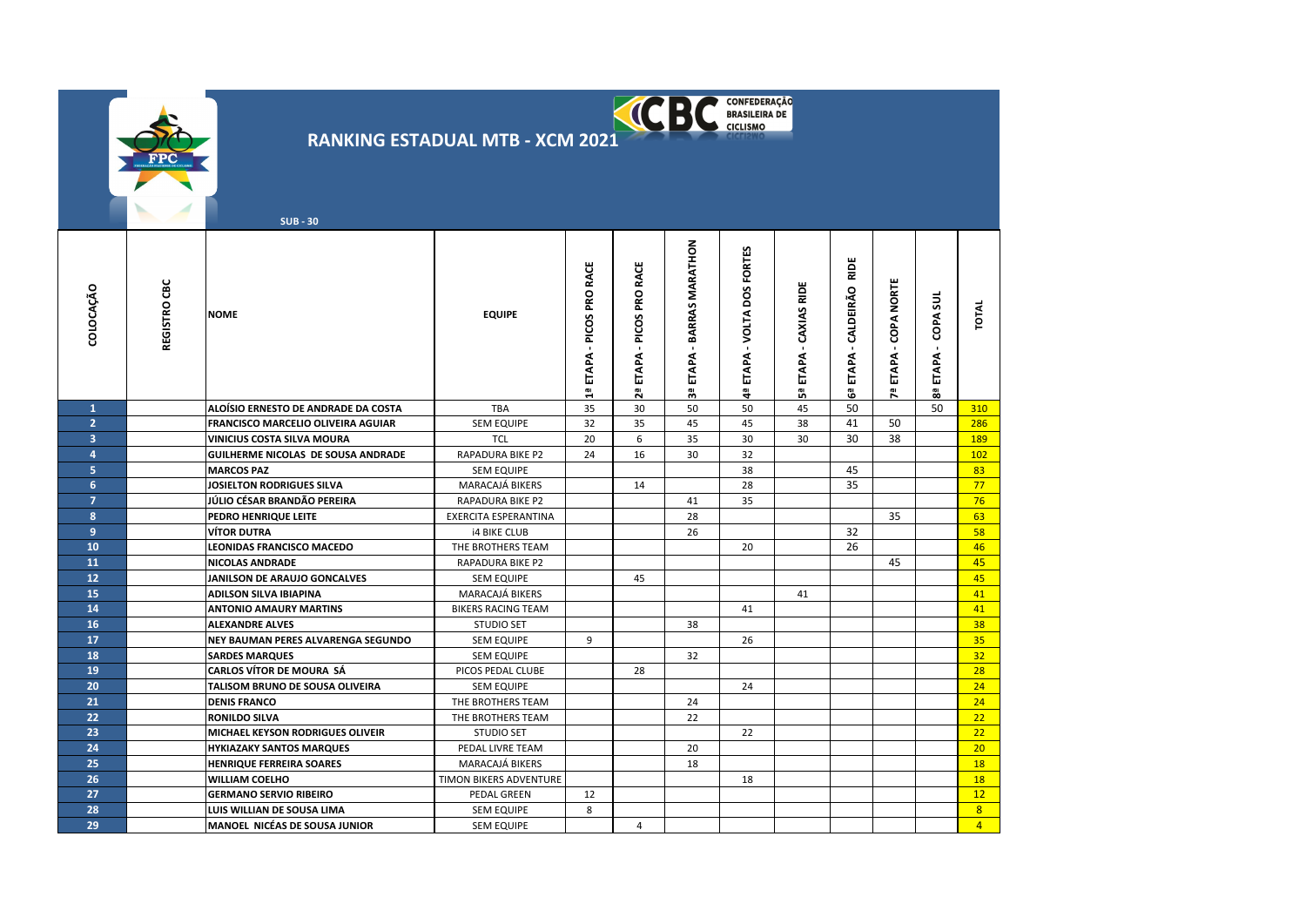# RANKING ESTADUAL MTB - XCM 2021

SUB - 30

| COLOCAÇÃO | REGISTRO CBC | NOME | EQUIPE | 1ª ETAPA - PICOS PRO RACE | 2ª ETAPA - PICOS PRO RACE | 3ª ETAPA - BARRAS MARATHON | 4ª ETAPA - VOLTA DOS FORTES | 5ª ETAPA - CAXIAS RIDE | 6ª ETAPA - CALDEIRÃO RIDE | 7ª ETAPA - COPA NORTE | 8ª ETAPA - COPA SUL | TOTAL |
|---|---|---|---|---|---|---|---|---|---|---|---|---|
| 1 | | ALOÍSIO ERNESTO DE ANDRADE DA COSTA | TBA | 35 | 30 | 50 | 50 | 45 | 50 | | 50 | 310 |
| 2 | | FRANCISCO MARCELIO OLIVEIRA AGUIAR | SEM EQUIPE | 32 | 35 | 45 | 45 | 38 | 41 | 50 | | 286 |
| 3 | | VINICIUS COSTA SILVA MOURA | TCL | 20 | 6 | 35 | 30 | 30 | 30 | 38 | | 189 |
| 4 | | GUILHERME NICOLAS DE SOUSA ANDRADE | RAPADURA BIKE P2 | 24 | 16 | 30 | 32 | | | | | 102 |
| 5 | | MARCOS PAZ | SEM EQUIPE | | | | 38 | | 45 | | | 83 |
| 6 | | JOSIELTON RODRIGUES SILVA | MARACAJÁ BIKERS | | 14 | | 28 | | 35 | | | 77 |
| 7 | | JÚLIO CÉSAR BRANDÃO PEREIRA | RAPADURA BIKE P2 | | | 41 | 35 | | | | | 76 |
| 8 | | PEDRO HENRIQUE LEITE | EXERCITA ESPERANTINA | | | 28 | | | | 35 | | 63 |
| 9 | | VÍTOR DUTRA | i4 BIKE CLUB | | | 26 | | | 32 | | | 58 |
| 10 | | LEONIDAS FRANCISCO MACEDO | THE BROTHERS TEAM | | | | 20 | | 26 | | | 46 |
| 11 | | NICOLAS ANDRADE | RAPADURA BIKE P2 | | | | | | | 45 | | 45 |
| 12 | | JANILSON DE ARAUJO GONCALVES | SEM EQUIPE | | 45 | | | | | | | 45 |
| 15 | | ADILSON SILVA IBIAPINA | MARACAJÁ BIKERS | | | | | 41 | | | | 41 |
| 14 | | ANTONIO AMAURY MARTINS | BIKERS RACING TEAM | | | | 41 | | | | | 41 |
| 16 | | ALEXANDRE ALVES | STUDIO SET | | | 38 | | | | | | 38 |
| 17 | | NEY BAUMAN PERES ALVARENGA SEGUNDO | SEM EQUIPE | 9 | | | 26 | | | | | 35 |
| 18 | | SARDES MARQUES | SEM EQUIPE | | | 32 | | | | | | 32 |
| 19 | | CARLOS VÍTOR DE MOURA SÁ | PICOS PEDAL CLUBE | | 28 | | | | | | | 28 |
| 20 | | TALISOM BRUNO DE SOUSA OLIVEIRA | SEM EQUIPE | | | | 24 | | | | | 24 |
| 21 | | DENIS FRANCO | THE BROTHERS TEAM | | | 24 | | | | | | 24 |
| 22 | | RONILDO SILVA | THE BROTHERS TEAM | | | 22 | | | | | | 22 |
| 23 | | MICHAEL KEYSON RODRIGUES OLIVEIR | STUDIO SET | | | | 22 | | | | | 22 |
| 24 | | HYKIAZAKY SANTOS MARQUES | PEDAL LIVRE TEAM | | | 20 | | | | | | 20 |
| 25 | | HENRIQUE FERREIRA SOARES | MARACAJÁ BIKERS | | | 18 | | | | | | 18 |
| 26 | | WILLIAM COELHO | TIMON BIKERS ADVENTURE | | | | 18 | | | | | 18 |
| 27 | | GERMANO SERVIO RIBEIRO | PEDAL GREEN | 12 | | | | | | | | 12 |
| 28 | | LUIS WILLIAN DE SOUSA LIMA | SEM EQUIPE | 8 | | | | | | | | 8 |
| 29 | | MANOEL NICÉAS DE SOUSA JUNIOR | SEM EQUIPE | | 4 | | | | | | | 4 |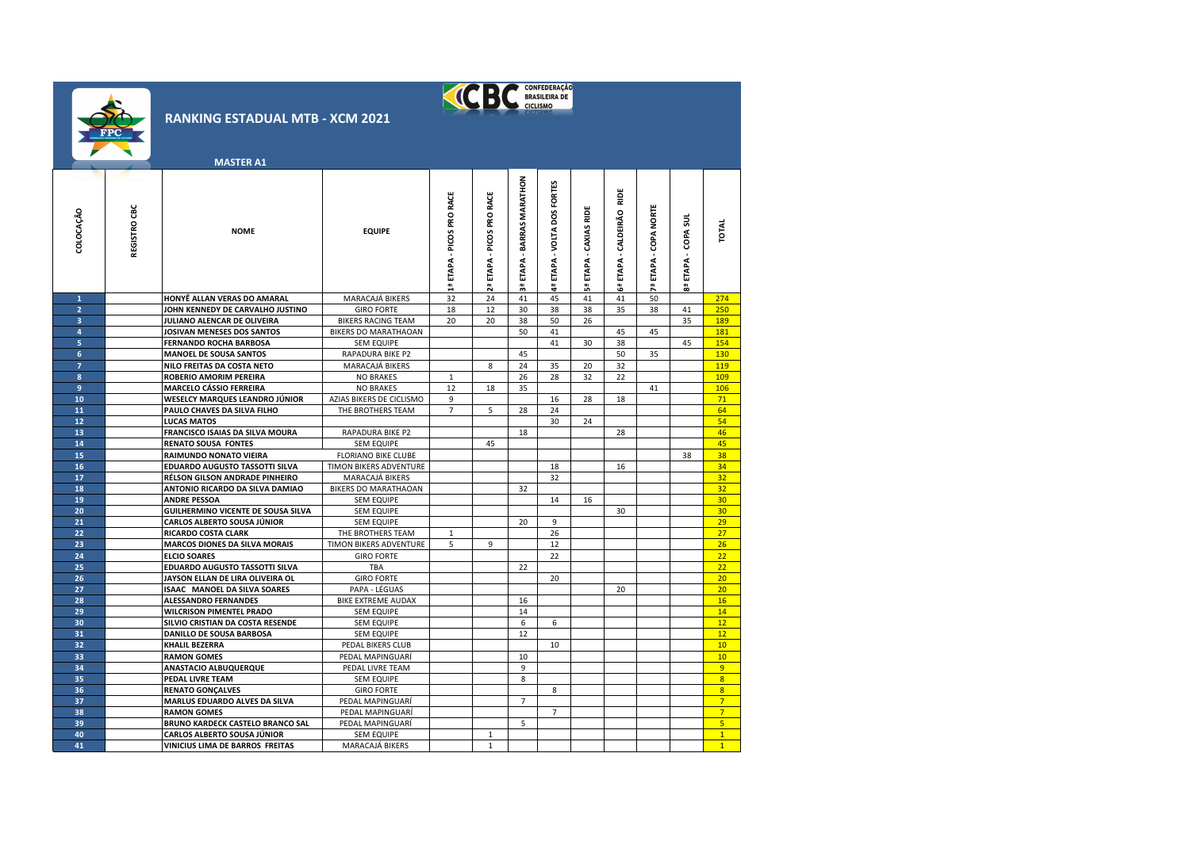# RANKING ESTADUAL MTB - XCM 2021

## MASTER A1

| COLOCAÇÃO | REGISTRO CBC | NOME | EQUIPE | 1ª ETAPA - PICOS PRO RACE | 2ª ETAPA - PICOS PRO RACE | 3ª ETAPA - BARRAS MARATHON | 4ª ETAPA - VOLTA DOS FORTES | 5ª ETAPA - CAXIAS RIDE | 6ª ETAPA - CALDEIRÃO RIDE | 7ª ETAPA - COPA NORTE | 8ª ETAPA - COPA SUL | TOTAL |
|---|---|---|---|---|---|---|---|---|---|---|---|---|
| 1 | | HONYÊ ALLAN VERAS DO AMARAL | MARACAJÁ BIKERS | 32 | 24 | 41 | 45 | 41 | 41 | 50 | | 274 |
| 2 | | JOHN KENNEDY DE CARVALHO JUSTINO | GIRO FORTE | 18 | 12 | 30 | 38 | 38 | 35 | 38 | 41 | 250 |
| 3 | | JULIANO ALENCAR DE OLIVEIRA | BIKERS RACING TEAM | 20 | 20 | 38 | 50 | 26 | | | 35 | 189 |
| 4 | | JOSIVAN MENESES DOS SANTOS | BIKERS DO MARATHAOAN | | | 50 | 41 | | 45 | 45 | | 181 |
| 5 | | FERNANDO ROCHA BARBOSA | SEM EQUIPE | | | | 41 | 30 | 38 | | 45 | 154 |
| 6 | | MANOEL DE SOUSA SANTOS | RAPADURA BIKE P2 | | | 45 | | | 50 | 35 | | 130 |
| 7 | | NILO FREITAS DA COSTA NETO | MARACAJÁ BIKERS | | 8 | 24 | 35 | 20 | 32 | | | 119 |
| 8 | | ROBERIO AMORIM PEREIRA | NO BRAKES | 1 | | 26 | 28 | 32 | 22 | | | 109 |
| 9 | | MARCELO CÁSSIO FERREIRA | NO BRAKES | 12 | 18 | 35 | | | | 41 | | 106 |
| 10 | | WESELCY MARQUES LEANDRO JÚNIOR | AZIAS BIKERS DE CICLISMO | 9 | | | 16 | 28 | 18 | | | 71 |
| 11 | | PAULO CHAVES DA SILVA FILHO | THE BROTHERS TEAM | 7 | 5 | 28 | 24 | | | | | 64 |
| 12 | | LUCAS MATOS | | | | | 30 | 24 | | | | 54 |
| 13 | | FRANCISCO ISAIAS DA SILVA MOURA | RAPADURA BIKE P2 | | | 18 | | | 28 | | | 46 |
| 14 | | RENATO SOUSA FONTES | SEM EQUIPE | | 45 | | | | | | | 45 |
| 15 | | RAIMUNDO NONATO VIEIRA | FLORIANO BIKE CLUBE | | | | | | | | 38 | 38 |
| 16 | | EDUARDO AUGUSTO TASSOTTI SILVA | TIMON BIKERS ADVENTURE | | | | 18 | | 16 | | | 34 |
| 17 | | RÉLSON GILSON ANDRADE PINHEIRO | MARACAJÁ BIKERS | | | | 32 | | | | | 32 |
| 18 | | ANTONIO RICARDO DA SILVA DAMIAO | BIKERS DO MARATHAOAN | | | 32 | | | | | | 32 |
| 19 | | ANDRE PESSOA | SEM EQUIPE | | | | 14 | 16 | | | | 30 |
| 20 | | GUILHERMINO VICENTE DE SOUSA SILVA | SEM EQUIPE | | | | | | 30 | | | 30 |
| 21 | | CARLOS ALBERTO SOUSA JÚNIOR | SEM EQUIPE | | | 20 | 9 | | | | | 29 |
| 22 | | RICARDO COSTA CLARK | THE BROTHERS TEAM | 1 | | | 26 | | | | | 27 |
| 23 | | MARCOS DIONES DA SILVA MORAIS | TIMON BIKERS ADVENTURE | 5 | 9 | | 12 | | | | | 26 |
| 24 | | ELCIO SOARES | GIRO FORTE | | | | 22 | | | | | 22 |
| 25 | | EDUARDO AUGUSTO TASSOTTI SILVA | TBA | | | 22 | | | | | | 22 |
| 26 | | JAYSON ELLAN DE LIRA OLIVEIRA OL | GIRO FORTE | | | | 20 | | | | | 20 |
| 27 | | ISAAC MANOEL DA SILVA SOARES | PAPA - LÉGUAS | | | | | | 20 | | | 20 |
| 28 | | ALESSANDRO FERNANDES | BIKE EXTREME AUDAX | | | 16 | | | | | | 16 |
| 29 | | WILCRISON PIMENTEL PRADO | SEM EQUIPE | | | 14 | | | | | | 14 |
| 30 | | SILVIO CRISTIAN DA COSTA RESENDE | SEM EQUIPE | | | 6 | 6 | | | | | 12 |
| 31 | | DANILLO DE SOUSA BARBOSA | SEM EQUIPE | | | 12 | | | | | | 12 |
| 32 | | KHALIL BEZERRA | PEDAL BIKERS CLUB | | | | 10 | | | | | 10 |
| 33 | | RAMON GOMES | PEDAL MAPINGUARÍ | | | 10 | | | | | | 10 |
| 34 | | ANASTACIO ALBUQUERQUE | PEDAL LIVRE TEAM | | | 9 | | | | | | 9 |
| 35 | | PEDAL LIVRE TEAM | SEM EQUIPE | | | 8 | | | | | | 8 |
| 36 | | RENATO GONÇALVES | GIRO FORTE | | | | 8 | | | | | 8 |
| 37 | | MARLUS EDUARDO ALVES DA SILVA | PEDAL MAPINGUARÍ | | | 7 | | | | | | 7 |
| 38 | | RAMON GOMES | PEDAL MAPINGUARÍ | | | | 7 | | | | | 7 |
| 39 | | BRUNO KARDECK CASTELO BRANCO SAL | PEDAL MAPINGUARÍ | | | 5 | | | | | | 5 |
| 40 | | CARLOS ALBERTO SOUSA JÚNIOR | SEM EQUIPE | | 1 | | | | | | | 1 |
| 41 | | VINICIUS LIMA DE BARROS FREITAS | MARACAJÁ BIKERS | | 1 | | | | | | | 1 |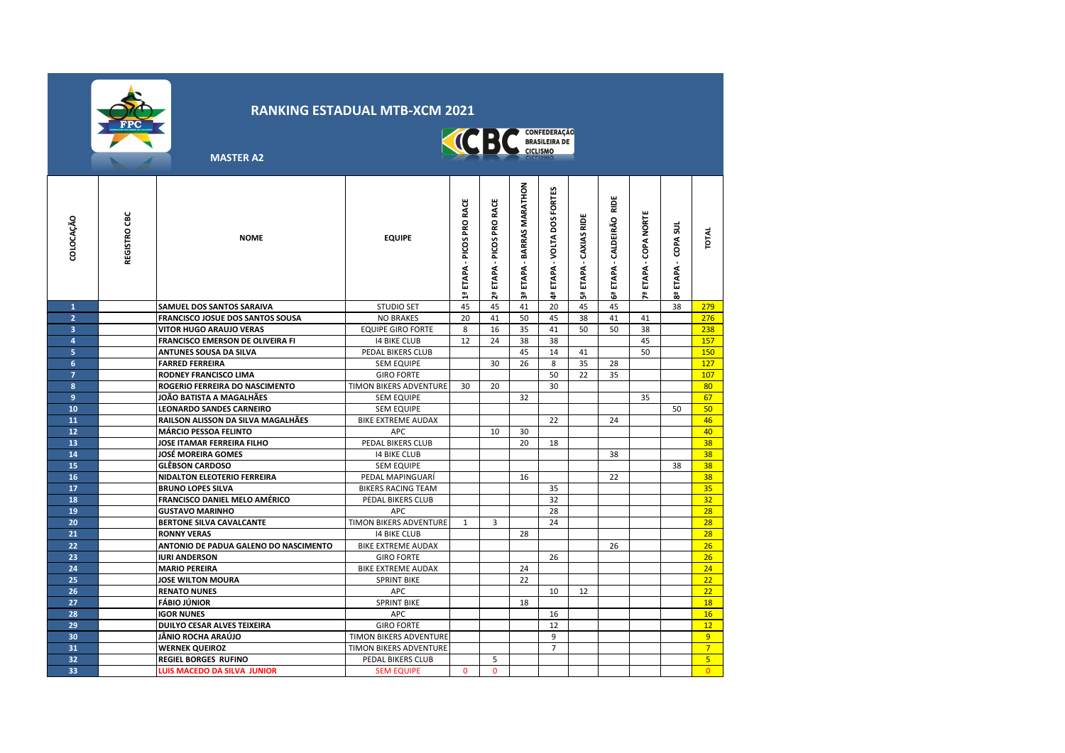# RANKING ESTADUAL MTB-XCM 2021

**MASTER A2**

| COLOCAÇÃO | REGISTRO CBC | NOME | EQUIPE | 1ª ETAPA - PICOS PRO RACE | 2ª ETAPA - PICOS PRO RACE | 3ª ETAPA - BARRAS MARATHON | 4ª ETAPA - VOLTA DOS FORTES | 5ª ETAPA - CAXIAS RIDE | 6ª ETAPA - CALDEIRÃO RIDE | 7ª ETAPA - COPA NORTE | 8ª ETAPA - COPA SUL | TOTAL |
|---|---|---|---|---|---|---|---|---|---|---|---|---|
| 1 | | SAMUEL DOS SANTOS SARAIVA | STUDIO SET | 45 | 45 | 41 | 20 | 45 | 45 | | 38 | 279 |
| 2 | | FRANCISCO JOSUE DOS SANTOS SOUSA | NO BRAKES | 20 | 41 | 50 | 45 | 38 | 41 | 41 | | 276 |
| 3 | | VITOR HUGO ARAUJO VERAS | EQUIPE GIRO FORTE | 8 | 16 | 35 | 41 | 50 | 50 | 38 | | 238 |
| 4 | | FRANCISCO EMERSON DE OLIVEIRA FI | I4 BIKE CLUB | 12 | 24 | 38 | 38 | | | 45 | | 157 |
| 5 | | ANTUNES SOUSA DA SILVA | PEDAL BIKERS CLUB | | | 45 | 14 | 41 | | 50 | | 150 |
| 6 | | FARRED FERREIRA | SEM EQUIPE | | 30 | 26 | 8 | 35 | 28 | | | 127 |
| 7 | | RODNEY FRANCISCO LIMA | GIRO FORTE | | | | 50 | 22 | 35 | | | 107 |
| 8 | | ROGERIO FERREIRA DO NASCIMENTO | TIMON BIKERS ADVENTURE | 30 | 20 | | 30 | | | | | 80 |
| 9 | | JOÃO BATISTA A MAGALHÃES | SEM EQUIPE | | | 32 | | | | 35 | | 67 |
| 10 | | LEONARDO SANDES CARNEIRO | SEM EQUIPE | | | | | | | | 50 | 50 |
| 11 | | RAILSON ALISSON DA SILVA MAGALHÃES | BIKE EXTREME AUDAX | | | | 22 | | 24 | | | 46 |
| 12 | | MÁRCIO PESSOA FELINTO | APC | | 10 | 30 | | | | | | 40 |
| 13 | | JOSE ITAMAR FERREIRA FILHO | PEDAL BIKERS CLUB | | | 20 | 18 | | | | | 38 |
| 14 | | JOSÉ MOREIRA GOMES | I4 BIKE CLUB | | | | | | 38 | | | 38 |
| 15 | | GLÊBSON CARDOSO | SEM EQUIPE | | | | | | | | 38 | 38 |
| 16 | | NIDALTON ELEOTERIO FERREIRA | PEDAL MAPINGUARÍ | | | 16 | | | 22 | | | 38 |
| 17 | | BRUNO LOPES SILVA | BIKERS RACING TEAM | | | | 35 | | | | | 35 |
| 18 | | FRANCISCO DANIEL MELO AMÉRICO | PEDAL BIKERS CLUB | | | | 32 | | | | | 32 |
| 19 | | GUSTAVO MARINHO | APC | | | | 28 | | | | | 28 |
| 20 | | BERTONE SILVA CAVALCANTE | TIMON BIKERS ADVENTURE | 1 | 3 | | 24 | | | | | 28 |
| 21 | | RONNY VERAS | I4 BIKE CLUB | | | 28 | | | | | | 28 |
| 22 | | ANTONIO DE PADUA GALENO DO NASCIMENTO | BIKE EXTREME AUDAX | | | | | | 26 | | | 26 |
| 23 | | IURI ANDERSON | GIRO FORTE | | | | 26 | | | | | 26 |
| 24 | | MARIO PEREIRA | BIKE EXTREME AUDAX | | | 24 | | | | | | 24 |
| 25 | | JOSE WILTON MOURA | SPRINT BIKE | | | 22 | | | | | | 22 |
| 26 | | RENATO NUNES | APC | | | | 10 | 12 | | | | 22 |
| 27 | | FÁBIO JÚNIOR | SPRINT BIKE | | | 18 | | | | | | 18 |
| 28 | | IGOR NUNES | APC | | | | 16 | | | | | 16 |
| 29 | | DUILYO CESAR ALVES TEIXEIRA | GIRO FORTE | | | | 12 | | | | | 12 |
| 30 | | JÂNIO ROCHA ARAÚJO | TIMON BIKERS ADVENTURE | | | | 9 | | | | | 9 |
| 31 | | WERNEK QUEIROZ | TIMON BIKERS ADVENTURE | | | | 7 | | | | | 7 |
| 32 | | REGIEL BORGES RUFINO | PEDAL BIKERS CLUB | | 5 | | | | | | | 5 |
| 33 | | LUIS MACEDO DA SILVA JUNIOR | SEM EQUIPE | 0 | 0 | | | | | | | 0 |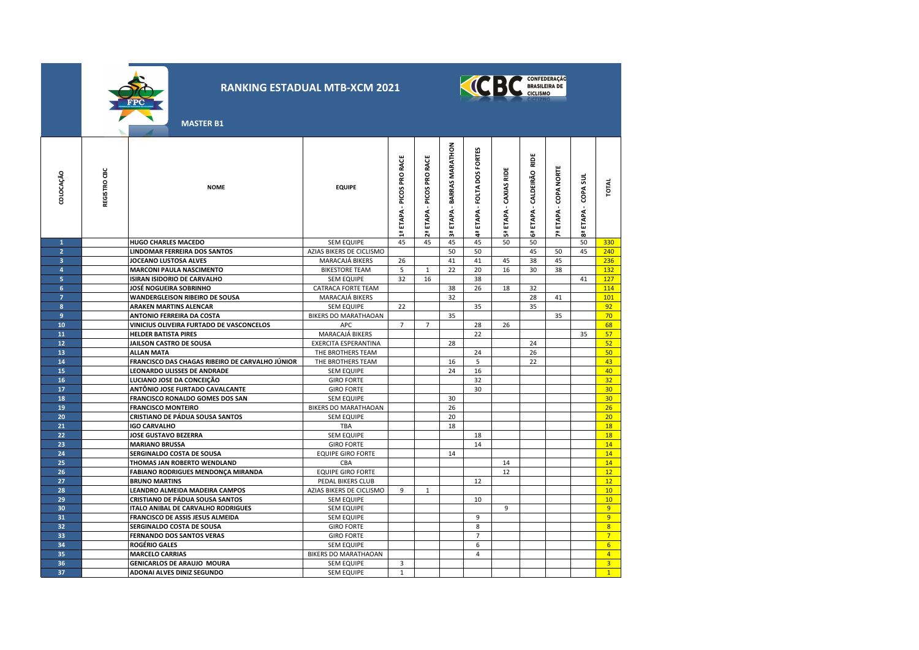# RANKING ESTADUAL MTB-XCM 2021

**MASTER B1**

| COLOCAÇÃO | REGISTRO CBC | NOME | EQUIPE | 1ª ETAPA - PICOS PRO RACE | 2ª ETAPA - PICOS PRO RACE | 3ª ETAPA - BARRAS MARATHON | 4ª ETAPA - FOLTA DOS FORTES | 5ª ETAPA - CAXIAS RIDE | 6ª ETAPA - CALDEIRÃO RIDE | 7ª ETAPA - COPA NORTE | 8ª ETAPA - COPA SUL | TOTAL |
|---|---|---|---|---|---|---|---|---|---|---|---|---|
| 1 | | HUGO CHARLES MACEDO | SEM EQUIPE | 45 | 45 | 45 | 45 | 50 | 50 | | 50 | 330 |
| 2 | | LINDOMAR FERREIRA DOS SANTOS | AZIAS BIKERS DE CICLISMO | | | 50 | 50 | | 45 | 50 | 45 | 240 |
| 3 | | JOCEANO LUSTOSA ALVES | MARACAJÁ BIKERS | 26 | | 41 | 41 | 45 | 38 | 45 | | 236 |
| 4 | | MARCONI PAULA NASCIMENTO | BIKESTORE TEAM | 5 | 1 | 22 | 20 | 16 | 30 | 38 | | 132 |
| 5 | | ISIRAN ISIDORIO DE CARVALHO | SEM EQUIPE | 32 | 16 | | 38 | | | | 41 | 127 |
| 6 | | JOSÉ NOGUEIRA SOBRINHO | CATRACA FORTE TEAM | | | 38 | 26 | 18 | 32 | | | 114 |
| 7 | | WANDERGLEISON RIBEIRO DE SOUSA | MARACAJÁ BIKERS | | | 32 | | | 28 | 41 | | 101 |
| 8 | | ARAKEN MARTINS ALENCAR | SEM EQUIPE | 22 | | | 35 | | 35 | | | 92 |
| 9 | | ANTONIO FERREIRA DA COSTA | BIKERS DO MARATHAOAN | | | 35 | | | | 35 | | 70 |
| 10 | | VINICIUS OLIVEIRA FURTADO DE VASCONCELOS | APC | 7 | 7 | | 28 | 26 | | | | 68 |
| 11 | | HELDER BATISTA PIRES | MARACAJÁ BIKERS | | | | 22 | | | | 35 | 57 |
| 12 | | JAILSON CASTRO DE SOUSA | EXERCITA ESPERANTINA | | | 28 | | | 24 | | | 52 |
| 13 | | ALLAN MATA | THE BROTHERS TEAM | | | | 24 | | 26 | | | 50 |
| 14 | | FRANCISCO DAS CHAGAS RIBEIRO DE CARVALHO JÚNIOR | THE BROTHERS TEAM | | | 16 | 5 | | 22 | | | 43 |
| 15 | | LEONARDO ULISSES DE ANDRADE | SEM EQUIPE | | | 24 | 16 | | | | | 40 |
| 16 | | LUCIANO JOSE DA CONCEIÇÃO | GIRO FORTE | | | | 32 | | | | | 32 |
| 17 | | ANTÔNIO JOSE FURTADO CAVALCANTE | GIRO FORTE | | | | 30 | | | | | 30 |
| 18 | | FRANCISCO RONALDO GOMES DOS SAN | SEM EQUIPE | | | 30 | | | | | | 30 |
| 19 | | FRANCISCO MONTEIRO | BIKERS DO MARATHAOAN | | | 26 | | | | | | 26 |
| 20 | | CRISTIANO DE PÁDUA SOUSA SANTOS | SEM EQUIPE | | | 20 | | | | | | 20 |
| 21 | | IGO CARVALHO | TBA | | | 18 | | | | | | 18 |
| 22 | | JOSE GUSTAVO BEZERRA | SEM EQUIPE | | | | 18 | | | | | 18 |
| 23 | | MARIANO BRUSSA | GIRO FORTE | | | | 14 | | | | | 14 |
| 24 | | SERGINALDO COSTA DE SOUSA | EQUIPE GIRO FORTE | | | 14 | | | | | | 14 |
| 25 | | THOMAS JAN ROBERTO WENDLAND | CBA | | | | | 14 | | | | 14 |
| 26 | | FABIANO RODRIGUES MENDONÇA MIRANDA | EQUIPE GIRO FORTE | | | | | 12 | | | | 12 |
| 27 | | BRUNO MARTINS | PEDAL BIKERS CLUB | | | | 12 | | | | | 12 |
| 28 | | LEANDRO ALMEIDA MADEIRA CAMPOS | AZIAS BIKERS DE CICLISMO | 9 | 1 | | | | | | | 10 |
| 29 | | CRISTIANO DE PÁDUA SOUSA SANTOS | SEM EQUIPE | | | | 10 | | | | | 10 |
| 30 | | ITALO ANIBAL DE CARVALHO RODRIGUES | SEM EQUIPE | | | | | 9 | | | | 9 |
| 31 | | FRANCISCO DE ASSIS JESUS ALMEIDA | SEM EQUIPE | | | | 9 | | | | | 9 |
| 32 | | SERGINALDO COSTA DE SOUSA | GIRO FORTE | | | | 8 | | | | | 8 |
| 33 | | FERNANDO DOS SANTOS VERAS | GIRO FORTE | | | | 7 | | | | | 7 |
| 34 | | ROGÉRIO GALES | SEM EQUIPE | | | | 6 | | | | | 6 |
| 35 | | MARCELO CARRIAS | BIKERS DO MARATHAOAN | | | | 4 | | | | | 4 |
| 36 | | GENICARLOS DE ARAUJO MOURA | SEM EQUIPE | 3 | | | | | | | | 3 |
| 37 | | ADONAI ALVES DINIZ SEGUNDO | SEM EQUIPE | 1 | | | | | | | | 1 |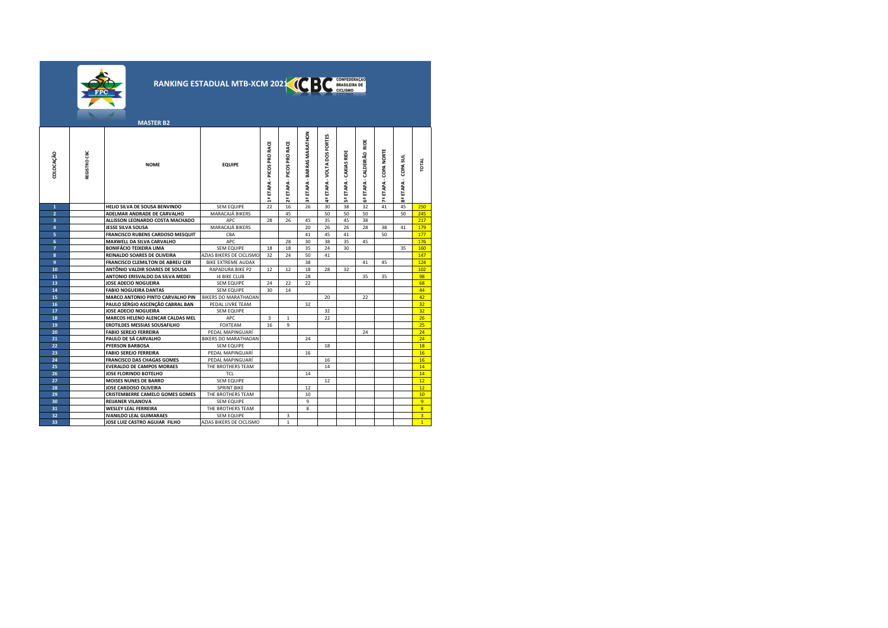# RANKING ESTADUAL MTB-XCM 2021

CBC CONFEDERAÇÃO BRASILEIRA DE CICLISMO

**MASTER B2**

| COLOCAÇÃO | REGISTRO CBC | NOME | EQUIPE | 1ª ETAPA - PICOS PRO RACE | 2ª ETAPA - PICOS PRO RACE | 3ª ETAPA - BARRAS MARATHON | 4ª ETAPA - VOLTA DOS FORTES | 5ª ETAPA - CAXIAS RIDE | 6ª ETAPA - CALDEIRÃO RIDE | 7ª ETAPA - COPA NORTE | 8ª ETAPA - COPA SUL | TOTAL |
|---|---|---|---|---|---|---|---|---|---|---|---|---|
| 1 | | HELIO SILVA DE SOUSA BENVINDO | SEM EQUIPE | 22 | 16 | 26 | 30 | 38 | 32 | 41 | 45 | 250 |
| 2 | | ADELMAR ANDRADE DE CARVALHO | MARACAJÁ BIKERS | | 45 | | 50 | 50 | 50 | | 50 | 245 |
| 3 | | ALLISSON LEONARDO COSTA MACHADO | APC | 28 | 26 | 45 | 35 | 45 | 38 | | | 217 |
| 4 | | JESSE SILVA SOUSA | MARACAJÁ BIKERS | | | 20 | 26 | 26 | 28 | 38 | 41 | 179 |
| 5 | | FRANCISCO RUBENS CARDOSO MESQUIT | CBA | | | 41 | 45 | 41 | | 50 | | 177 |
| 6 | | MAXWELL DA SILVA CARVALHO | APC | | 28 | 30 | 38 | 35 | 45 | | | 176 |
| 7 | | BONIFÁCIO TEIXEIRA LIMA | SEM EQUIPE | 18 | 18 | 35 | 24 | 30 | | | 35 | 160 |
| 8 | | REINALDO SOARES DE OLIVEIRA | AZIAS BIKERS DE CICLISMO | 32 | 24 | 50 | 41 | | | | | 147 |
| 9 | | FRANCISCO CLEMILTON DE ABREU CER | BIKE EXTREME AUDAX | | | 38 | | | 41 | 45 | | 124 |
| 10 | | ANTÔNIO VALDIR SOARES DE SOUSA | RAPADURA BIKE P2 | 12 | 12 | 18 | 28 | 32 | | | | 102 |
| 11 | | ANTONIO ERISVALDO DA SILVA MEDEI | I4 BIKE CLUB | | | 28 | | | 35 | 35 | | 98 |
| 13 | | JOSE ADECIO NOGUEIRA | SEM EQUIPE | 24 | 22 | 22 | | | | | | 68 |
| 14 | | FABIO NOGUEIRA DANTAS | SEM EQUIPE | 30 | 14 | | | | | | | 44 |
| 15 | | MARCO ANTONIO PINTO CARVALHO PIN | BIKERS DO MARATHAOAN | | | | 20 | | 22 | | | 42 |
| 16 | | PAULO SÉRGIO ASCENÇÃO CABRAL BAN | PEDAL LIVRE TEAM | | | 32 | | | | | | 32 |
| 17 | | JOSE ADECIO NOGUEIRA | SEM EQUIPE | | | | 32 | | | | | 32 |
| 18 | | MARCOS HELENO ALENCAR CALDAS MEL | APC | 3 | 1 | | 22 | | | | | 26 |
| 19 | | EROTILDES MESSIAS SOUSAFILHO | FOXTEAM | 16 | 9 | | | | | | | 25 |
| 20 | | FABIO SEREJO FERREIRA | PEDAL MAPINGUARÍ | | | | | | 24 | | | 24 |
| 21 | | PAULO DE SÁ CARVALHO | BIKERS DO MARATHAOAN | | | 24 | | | | | | 24 |
| 22 | | PYERSON BARBOSA | SEM EQUIPE | | | | 18 | | | | | 18 |
| 23 | | FABIO SEREJO FERREIRA | PEDAL MAPINGUARÍ | | | 16 | | | | | | 16 |
| 24 | | FRANCISCO DAS CHAGAS GOMES | PEDAL MAPINGUARÍ | | | | 16 | | | | | 16 |
| 25 | | EVERALDO DE CAMPOS MORAES | THE BROTHERS TEAM | | | | 14 | | | | | 14 |
| 26 | | JOSE FLORINDO BOTELHO | TCL | | | 14 | | | | | | 14 |
| 27 | | MOISES NUNES DE BARRO | SEM EQUIPE | | | | 12 | | | | | 12 |
| 28 | | JOSE CARDOSO OLIVEIRA | SPRINT BIKE | | | 12 | | | | | | 12 |
| 29 | | CRISTEMBERRE CAMELO GOMES GOMES | THE BROTHERS TEAM | | | 10 | | | | | | 10 |
| 30 | | REIJANER VILANOVA | SEM EQUIPE | | | 9 | | | | | | 9 |
| 31 | | WESLEY LEAL FERREIRA | THE BROTHERS TEAM | | | 8 | | | | | | 8 |
| 32 | | IVANILDO LEAL GUIMARAES | SEM EQUIPE | | 3 | | | | | | | 3 |
| 33 | | JOSE LUIZ CASTRO AGUIAR FILHO | AZIAS BIKERS DE CICLISMO | | 1 | | | | | | | 1 |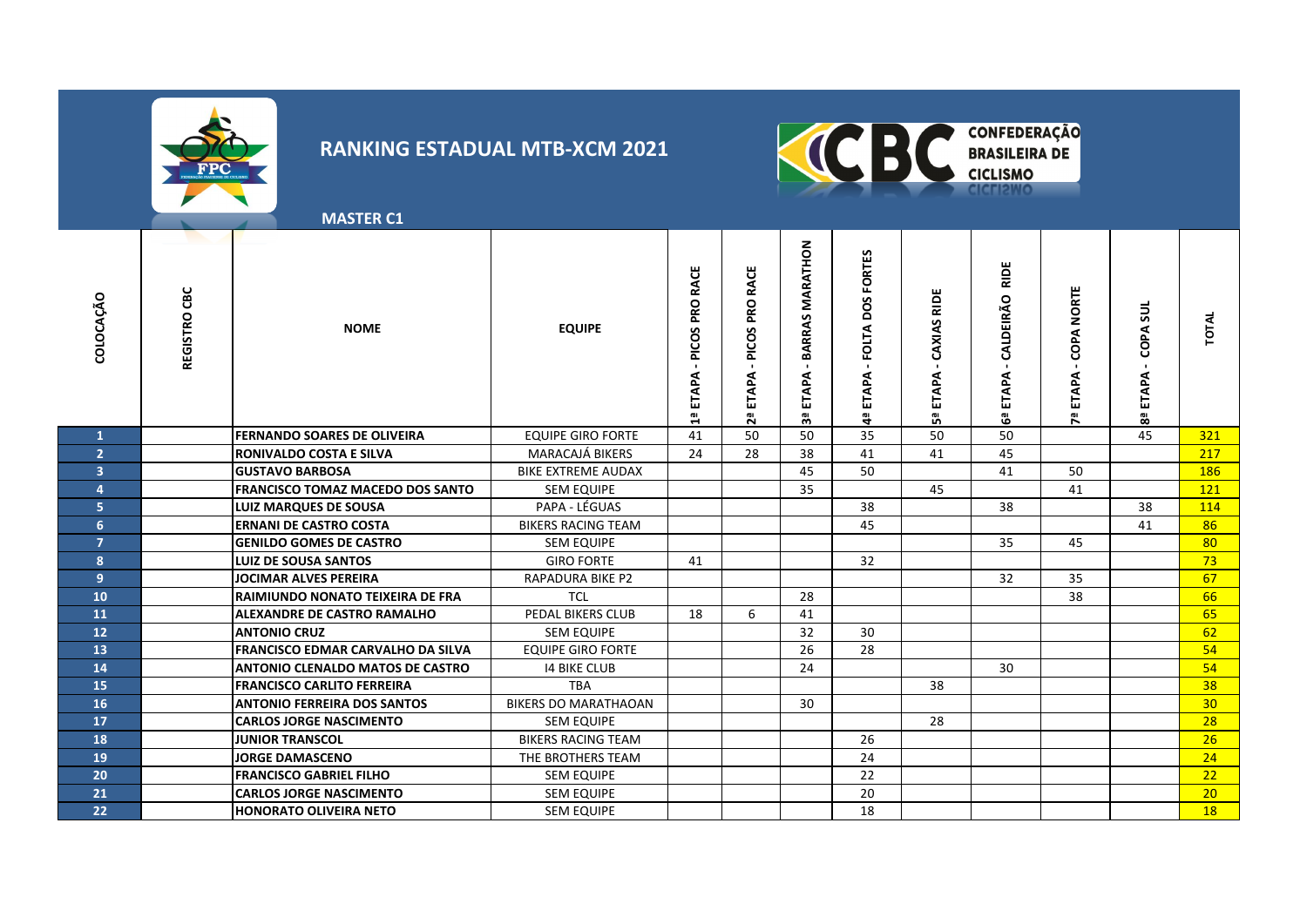# RANKING ESTADUAL MTB-XCM 2021

CONFEDERAÇÃO BRASILEIRA DE CICLISMO

## MASTER C1

| COLOCAÇÃO | REGISTRO CBC | NOME | EQUIPE | 1ª ETAPA - PICOS PRO RACE | 2ª ETAPA - PICOS PRO RACE | 3ª ETAPA - BARRAS MARATHON | 4ª ETAPA - FOLTA DOS FORTES | 5ª ETAPA - CAXIAS RIDE | 6ª ETAPA - CALDEIRÃO RIDE | 7ª ETAPA - COPA NORTE | 8ª ETAPA - COPA SUL | TOTAL |
|---|---|---|---|---|---|---|---|---|---|---|---|---|
| 1 | | FERNANDO SOARES DE OLIVEIRA | EQUIPE GIRO FORTE | 41 | 50 | 50 | 35 | 50 | 50 | | 45 | 321 |
| 2 | | RONIVALDO COSTA E SILVA | MARACAJÁ BIKERS | 24 | 28 | 38 | 41 | 41 | 45 | | | 217 |
| 3 | | GUSTAVO BARBOSA | BIKE EXTREME AUDAX | | | 45 | 50 | | 41 | 50 | | 186 |
| 4 | | FRANCISCO TOMAZ MACEDO DOS SANTO | SEM EQUIPE | | | 35 | | 45 | | 41 | | 121 |
| 5 | | LUIZ MARQUES DE SOUSA | PAPA - LÉGUAS | | | | 38 | | 38 | | 38 | 114 |
| 6 | | ERNANI DE CASTRO COSTA | BIKERS RACING TEAM | | | | 45 | | | | 41 | 86 |
| 7 | | GENILDO GOMES DE CASTRO | SEM EQUIPE | | | | | | 35 | 45 | | 80 |
| 8 | | LUIZ DE SOUSA SANTOS | GIRO FORTE | 41 | | | 32 | | | | | 73 |
| 9 | | JOCIMAR ALVES PEREIRA | RAPADURA BIKE P2 | | | | | | 32 | 35 | | 67 |
| 10 | | RAIMIUNDO NONATO TEIXEIRA DE FRA | TCL | | | 28 | | | | 38 | | 66 |
| 11 | | ALEXANDRE DE CASTRO RAMALHO | PEDAL BIKERS CLUB | 18 | 6 | 41 | | | | | | 65 |
| 12 | | ANTONIO CRUZ | SEM EQUIPE | | | 32 | 30 | | | | | 62 |
| 13 | | FRANCISCO EDMAR CARVALHO DA SILVA | EQUIPE GIRO FORTE | | | 26 | 28 | | | | | 54 |
| 14 | | ANTONIO CLENALDO MATOS DE CASTRO | I4 BIKE CLUB | | | 24 | | | 30 | | | 54 |
| 15 | | FRANCISCO CARLITO FERREIRA | TBA | | | | | 38 | | | | 38 |
| 16 | | ANTONIO FERREIRA DOS SANTOS | BIKERS DO MARATHAOAN | | | 30 | | | | | | 30 |
| 17 | | CARLOS JORGE NASCIMENTO | SEM EQUIPE | | | | | 28 | | | | 28 |
| 18 | | JUNIOR TRANSCOL | BIKERS RACING TEAM | | | | 26 | | | | | 26 |
| 19 | | JORGE DAMASCENO | THE BROTHERS TEAM | | | | 24 | | | | | 24 |
| 20 | | FRANCISCO GABRIEL FILHO | SEM EQUIPE | | | | 22 | | | | | 22 |
| 21 | | CARLOS JORGE NASCIMENTO | SEM EQUIPE | | | | 20 | | | | | 20 |
| 22 | | HONORATO OLIVEIRA NETO | SEM EQUIPE | | | | 18 | | | | | 18 |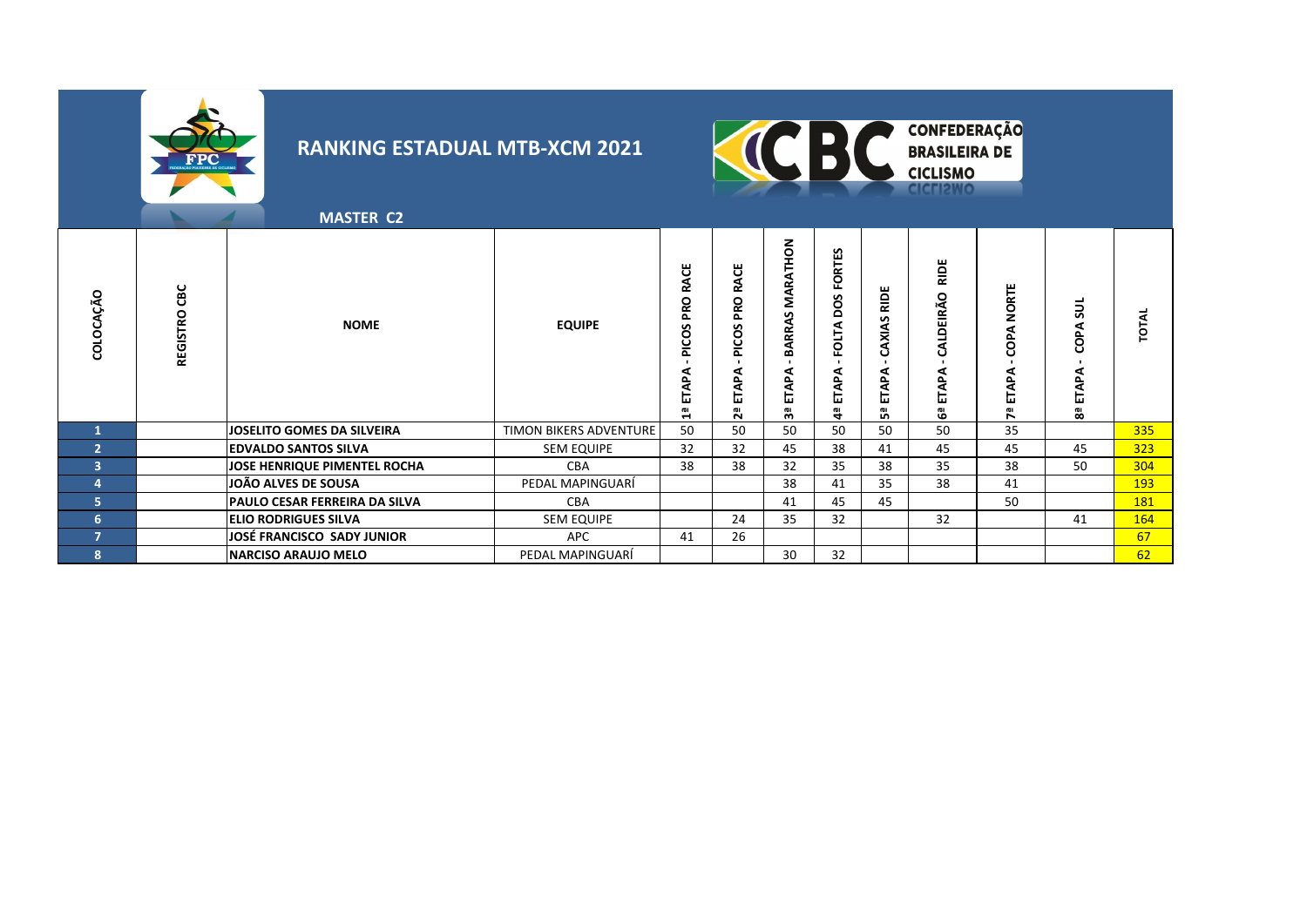# RANKING ESTADUAL MTB-XCM 2021

CONFEDERAÇÃO BRASILEIRA DE CICLISMO

## MASTER C2

| COLOCAÇÃO | REGISTRO CBC | NOME | EQUIPE | 1ª ETAPA - PICOS PRO RACE | 2ª ETAPA - PICOS PRO RACE | 3ª ETAPA - BARRAS MARATHON | 4ª ETAPA - FOLTA DOS FORTES | 5ª ETAPA - CAXIAS RIDE | 6ª ETAPA - CALDEIRÃO RIDE | 7ª ETAPA - COPA NORTE | 8ª ETAPA - COPA SUL | TOTAL |
|---|---|---|---|---|---|---|---|---|---|---|---|---|
| 1 | | JOSELITO GOMES DA SILVEIRA | TIMON BIKERS ADVENTURE | 50 | 50 | 50 | 50 | 50 | 50 | 35 | | 335 |
| 2 | | EDVALDO SANTOS SILVA | SEM EQUIPE | 32 | 32 | 45 | 38 | 41 | 45 | 45 | 45 | 323 |
| 3 | | JOSE HENRIQUE PIMENTEL ROCHA | CBA | 38 | 38 | 32 | 35 | 38 | 35 | 38 | 50 | 304 |
| 4 | | JOÃO ALVES DE SOUSA | PEDAL MAPINGUARÍ | | | 38 | 41 | 35 | 38 | 41 | | 193 |
| 5 | | PAULO CESAR FERREIRA DA SILVA | CBA | | | 41 | 45 | 45 | | 50 | | 181 |
| 6 | | ELIO RODRIGUES SILVA | SEM EQUIPE | | 24 | 35 | 32 | | 32 | | 41 | 164 |
| 7 | | JOSÉ FRANCISCO SADY JUNIOR | APC | 41 | 26 | | | | | | | 67 |
| 8 | | NARCISO ARAUJO MELO | PEDAL MAPINGUARÍ | | | 30 | 32 | | | | | 62 |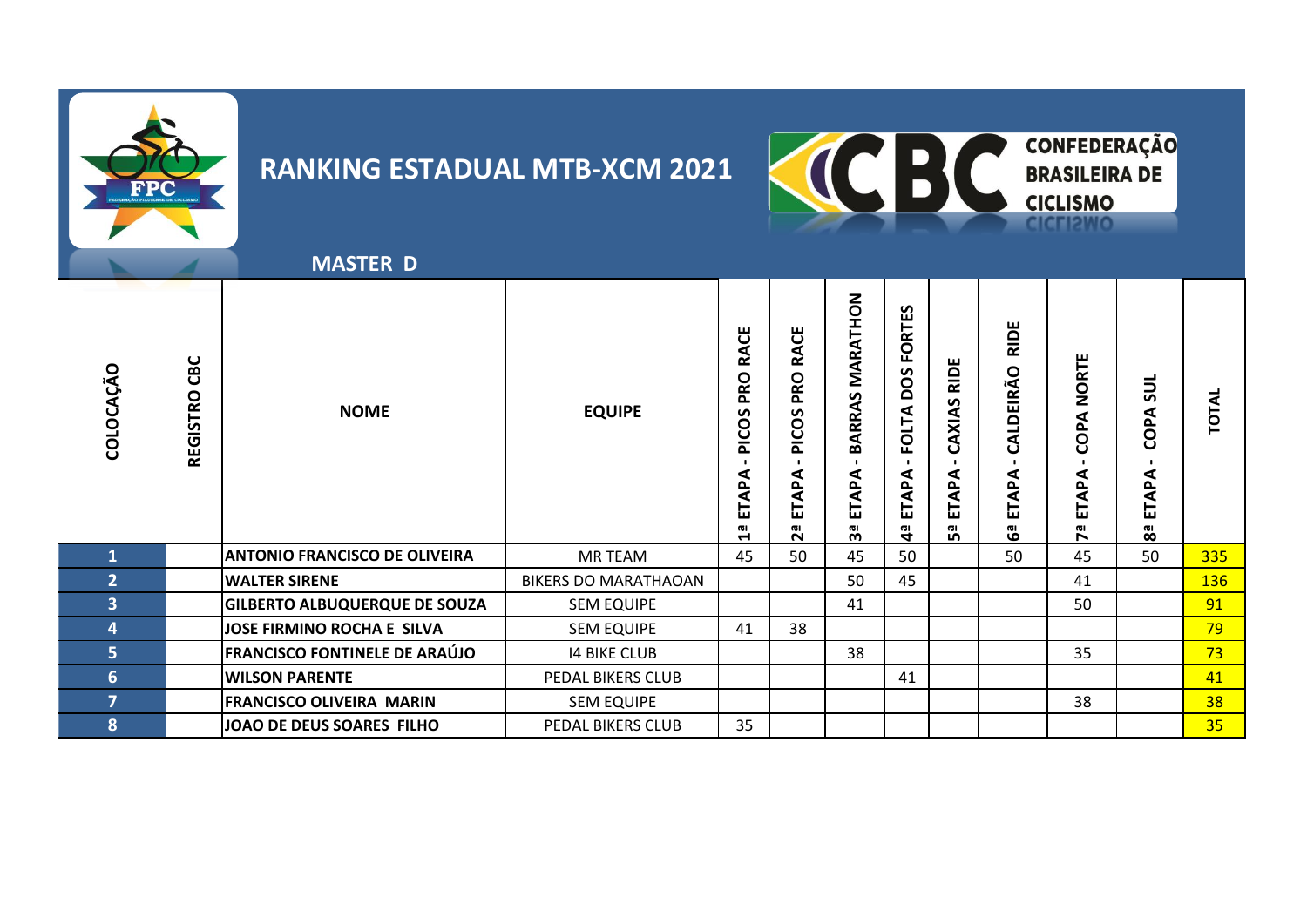# RANKING ESTADUAL MTB-XCM 2021

CONFEDERAÇÃO BRASILEIRA DE CICLISMO

## MASTER D

| COLOCAÇÃO | REGISTRO CBC | NOME | EQUIPE | 1ª ETAPA - PICOS PRO RACE | 2ª ETAPA - PICOS PRO RACE | 3ª ETAPA - BARRAS MARATHON | 4ª ETAPA - FOLTA DOS FORTES | 5ª ETAPA - CAXIAS RIDE | 6ª ETAPA - CALDEIRÃO RIDE | 7ª ETAPA - COPA NORTE | 8ª ETAPA - COPA SUL | TOTAL |
|---|---|---|---|---|---|---|---|---|---|---|---|---|
| 1 | | ANTONIO FRANCISCO DE OLIVEIRA | MR TEAM | 45 | 50 | 45 | 50 | | 50 | 45 | 50 | 335 |
| 2 | | WALTER SIRENE | BIKERS DO MARATHAOAN | | | 50 | 45 | | | 41 | | 136 |
| 3 | | GILBERTO ALBUQUERQUE DE SOUZA | SEM EQUIPE | | | 41 | | | | 50 | | 91 |
| 4 | | JOSE FIRMINO ROCHA E SILVA | SEM EQUIPE | 41 | 38 | | | | | | | 79 |
| 5 | | FRANCISCO FONTINELE DE ARAÚJO | I4 BIKE CLUB | | | 38 | | | | 35 | | 73 |
| 6 | | WILSON PARENTE | PEDAL BIKERS CLUB | | | | 41 | | | | | 41 |
| 7 | | FRANCISCO OLIVEIRA MARIN | SEM EQUIPE | | | | | | | 38 | | 38 |
| 8 | | JOAO DE DEUS SOARES FILHO | PEDAL BIKERS CLUB | 35 | | | | | | | | 35 |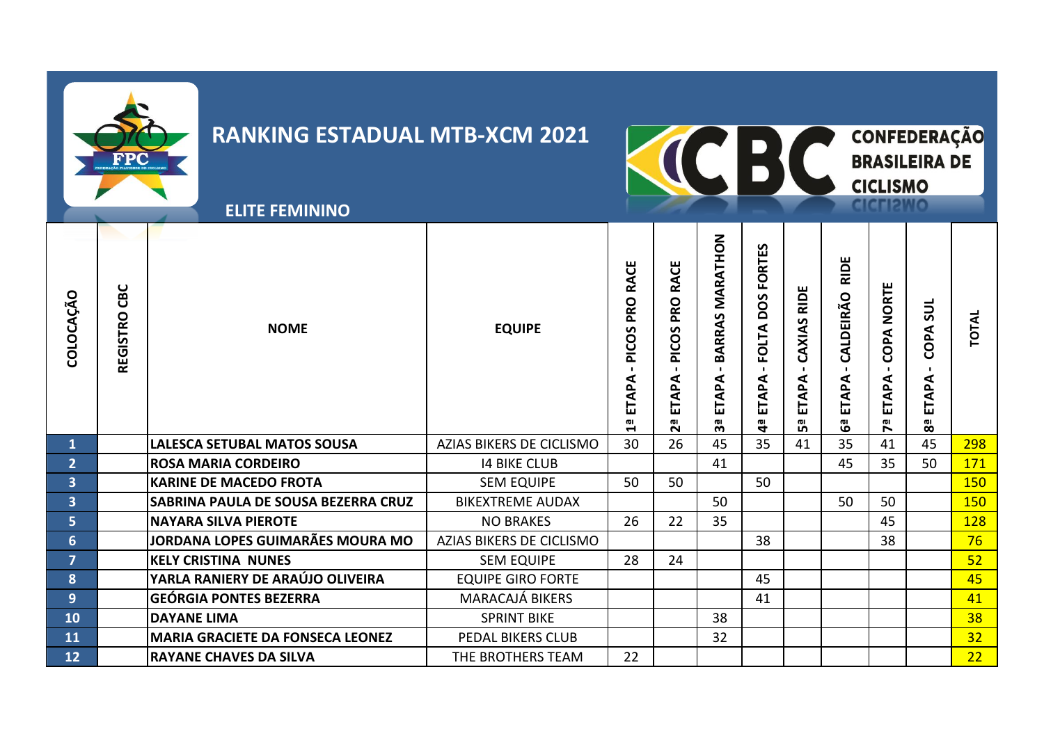# RANKING ESTADUAL MTB-XCM 2021

CONFEDERAÇÃO BRASILEIRA DE CICLISMO

## ELITE FEMININO

| COLOCAÇÃO | REGISTRO CBC | NOME | EQUIPE | 1ª ETAPA - PICOS PRO RACE | 2ª ETAPA - PICOS PRO RACE | 3ª ETAPA - BARRAS MARATHON | 4ª ETAPA - FOLTA DOS FORTES | 5ª ETAPA - CAXIAS RIDE | 6ª ETAPA - CALDEIRÃO RIDE | 7ª ETAPA - COPA NORTE | 8ª ETAPA - COPA SUL | TOTAL |
|---|---|---|---|---|---|---|---|---|---|---|---|---|
| 1 | | LALESCA SETUBAL MATOS SOUSA | AZIAS BIKERS DE CICLISMO | 30 | 26 | 45 | 35 | 41 | 35 | 41 | 45 | 298 |
| 2 | | ROSA MARIA CORDEIRO | I4 BIKE CLUB | | | 41 | | | 45 | 35 | 50 | 171 |
| 3 | | KARINE DE MACEDO FROTA | SEM EQUIPE | 50 | 50 | | 50 | | | | | 150 |
| 3 | | SABRINA PAULA DE SOUSA BEZERRA CRUZ | BIKEXTREME AUDAX | | | 50 | | | 50 | 50 | | 150 |
| 5 | | NAYARA SILVA PIEROTE | NO BRAKES | 26 | 22 | 35 | | | | 45 | | 128 |
| 6 | | JORDANA LOPES GUIMARÃES MOURA MO | AZIAS BIKERS DE CICLISMO | | | | 38 | | | 38 | | 76 |
| 7 | | KELY CRISTINA NUNES | SEM EQUIPE | 28 | 24 | | | | | | | 52 |
| 8 | | YARLA RANIERY DE ARAÚJO OLIVEIRA | EQUIPE GIRO FORTE | | | | 45 | | | | | 45 |
| 9 | | GEÓRGIA PONTES BEZERRA | MARACAJÁ BIKERS | | | | 41 | | | | | 41 |
| 10 | | DAYANE LIMA | SPRINT BIKE | | | 38 | | | | | | 38 |
| 11 | | MARIA GRACIETE DA FONSECA LEONEZ | PEDAL BIKERS CLUB | | | 32 | | | | | | 32 |
| 12 | | RAYANE CHAVES DA SILVA | THE BROTHERS TEAM | 22 | | | | | | | | 22 |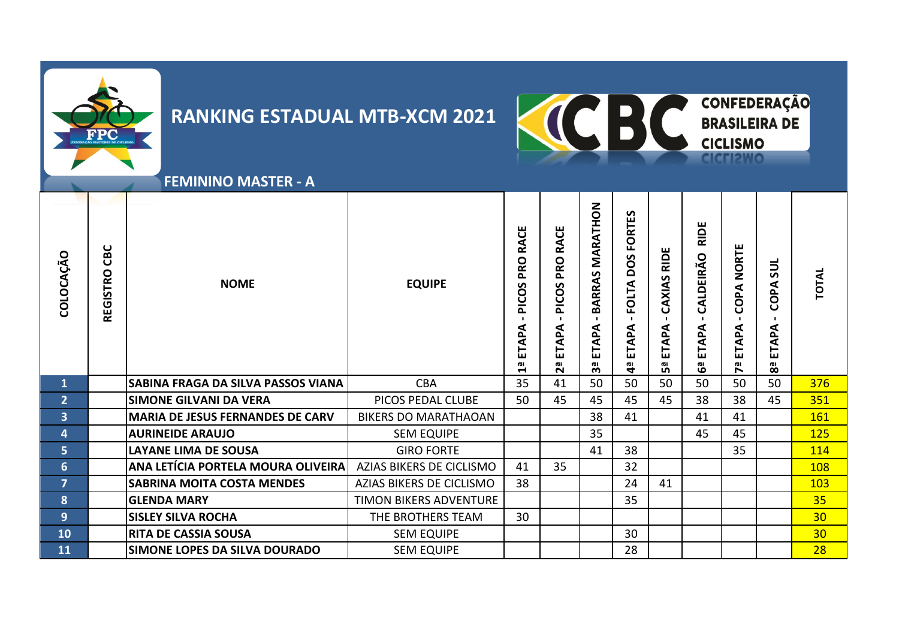# RANKING ESTADUAL MTB-XCM 2021

CONFEDERAÇÃO BRASILEIRA DE CICLISMO

## FEMININO MASTER - A

| COLOCAÇÃO | REGISTRO CBC | NOME | EQUIPE | 1ª ETAPA - PICOS PRO RACE | 2ª ETAPA - PICOS PRO RACE | 3ª ETAPA - BARRAS MARATHON | 4ª ETAPA - FOLTA DOS FORTES | 5ª ETAPA - CAXIAS RIDE | 6ª ETAPA - CALDEIRÃO RIDE | 7ª ETAPA - COPA NORTE | 8ª ETAPA - COPA SUL | TOTAL |
|---|---|---|---|---|---|---|---|---|---|---|---|---|
| 1 | | SABINA FRAGA DA SILVA PASSOS VIANA | CBA | 35 | 41 | 50 | 50 | 50 | 50 | 50 | 50 | 376 |
| 2 | | SIMONE GILVANI DA VERA | PICOS PEDAL CLUBE | 50 | 45 | 45 | 45 | 45 | 38 | 38 | 45 | 351 |
| 3 | | MARIA DE JESUS FERNANDES DE CARV | BIKERS DO MARATHAOAN | | | 38 | 41 | | 41 | 41 | | 161 |
| 4 | | AURINEIDE ARAUJO | SEM EQUIPE | | | 35 | | | 45 | 45 | | 125 |
| 5 | | LAYANE LIMA DE SOUSA | GIRO FORTE | | | 41 | 38 | | | 35 | | 114 |
| 6 | | ANA LETÍCIA PORTELA MOURA OLIVEIRA | AZIAS BIKERS DE CICLISMO | 41 | 35 | | 32 | | | | | 108 |
| 7 | | SABRINA MOITA COSTA MENDES | AZIAS BIKERS DE CICLISMO | 38 | | | 24 | 41 | | | | 103 |
| 8 | | GLENDA MARY | TIMON BIKERS ADVENTURE | | | | 35 | | | | | 35 |
| 9 | | SISLEY SILVA ROCHA | THE BROTHERS TEAM | 30 | | | | | | | | 30 |
| 10 | | RITA DE CASSIA SOUSA | SEM EQUIPE | | | | 30 | | | | | 30 |
| 11 | | SIMONE LOPES DA SILVA DOURADO | SEM EQUIPE | | | | 28 | | | | | 28 |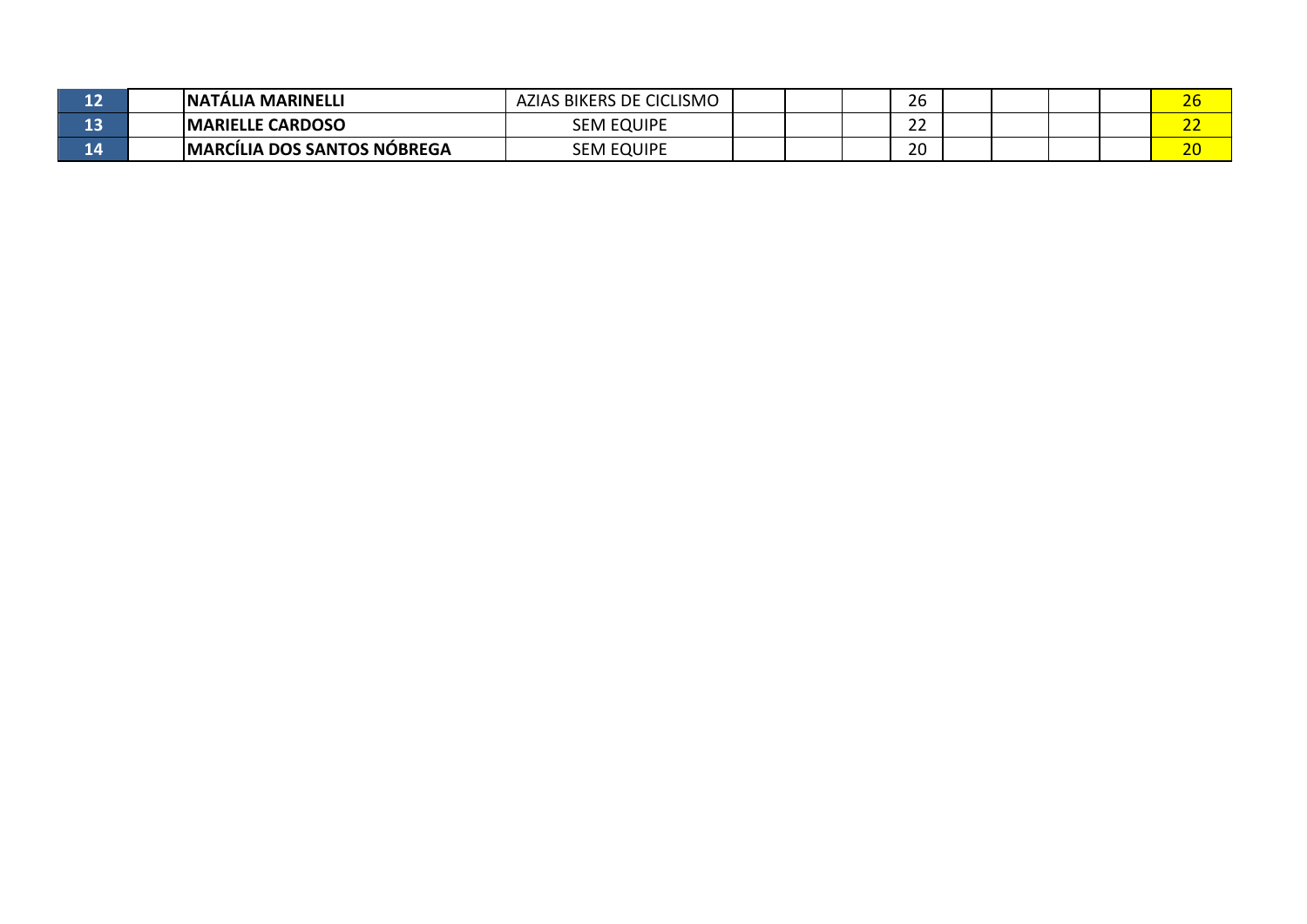| | | | | | | | | | | | | |
|---|---|---|---|---|---|---|---|---|---|---|---|---|
| 12 | | **NATÁLIA MARINELLI** | AZIAS BIKERS DE CICLISMO | | | | 26 | | | | | 26 |
| 13 | | **MARIELLE CARDOSO** | SEM EQUIPE | | | | 22 | | | | | 22 |
| 14 | | **MARCÍLIA DOS SANTOS NÓBREGA** | SEM EQUIPE | | | | 20 | | | | | 20 |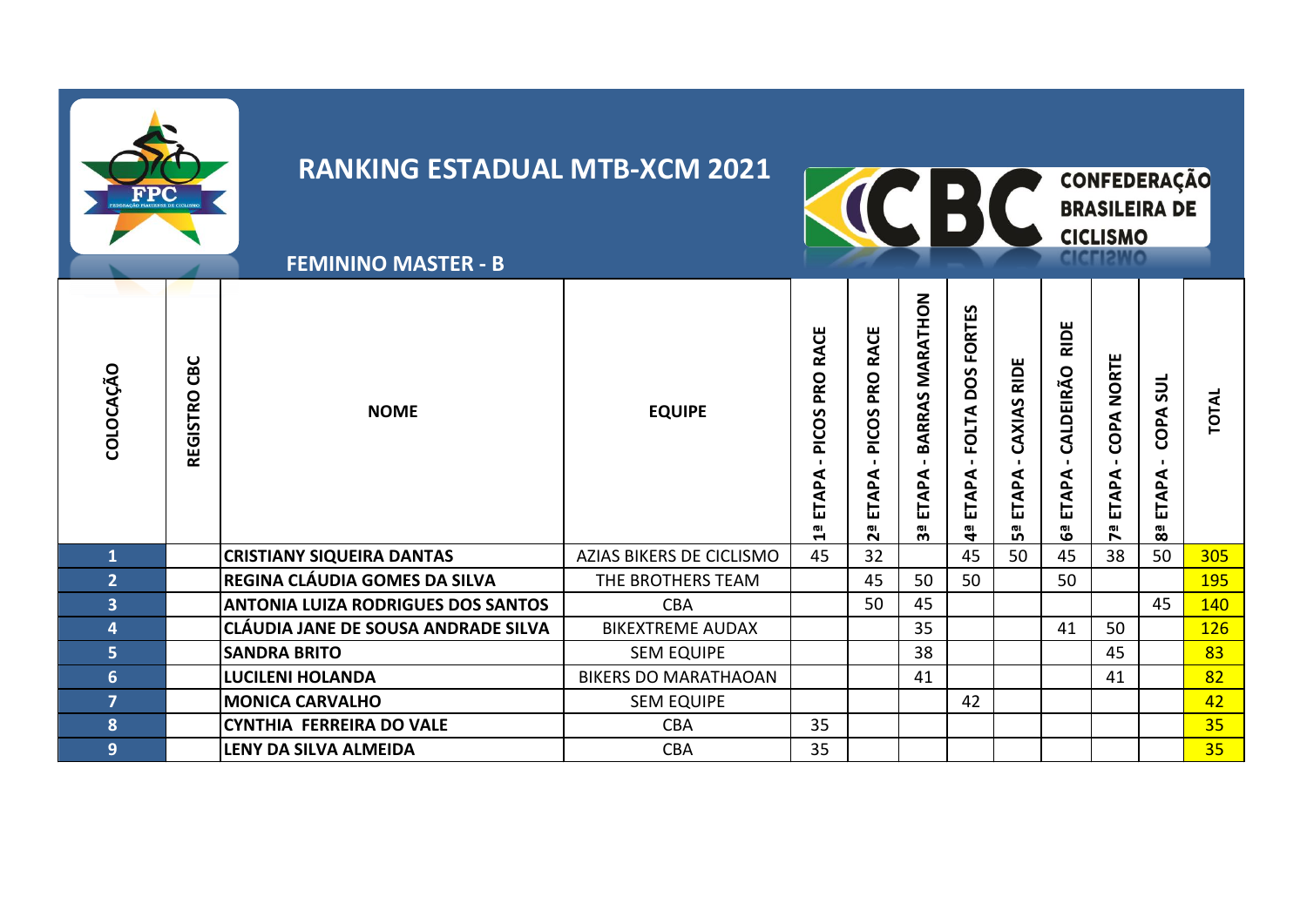# RANKING ESTADUAL MTB-XCM 2021

CONFEDERAÇÃO BRASILEIRA DE CICLISMO

## FEMININO MASTER - B

| COLOCAÇÃO | REGISTRO CBC | NOME | EQUIPE | 1ª ETAPA - PICOS PRO RACE | 2ª ETAPA - PICOS PRO RACE | 3ª ETAPA - BARRAS MARATHON | 4ª ETAPA - FOLTA DOS FORTES | 5ª ETAPA - CAXIAS RIDE | 6ª ETAPA - CALDEIRÃO RIDE | 7ª ETAPA - COPA NORTE | 8ª ETAPA - COPA SUL | TOTAL |
|---|---|---|---|---|---|---|---|---|---|---|---|---|
| 1 | | CRISTIANY SIQUEIRA DANTAS | AZIAS BIKERS DE CICLISMO | 45 | 32 | | 45 | 50 | 45 | 38 | 50 | 305 |
| 2 | | REGINA CLÁUDIA GOMES DA SILVA | THE BROTHERS TEAM | | 45 | 50 | 50 | | 50 | | | 195 |
| 3 | | ANTONIA LUIZA RODRIGUES DOS SANTOS | CBA | | 50 | 45 | | | | | 45 | 140 |
| 4 | | CLÁUDIA JANE DE SOUSA ANDRADE SILVA | BIKEXTREME AUDAX | | | 35 | | | 41 | 50 | | 126 |
| 5 | | SANDRA BRITO | SEM EQUIPE | | | 38 | | | | 45 | | 83 |
| 6 | | LUCILENI HOLANDA | BIKERS DO MARATHAOAN | | | 41 | | | | 41 | | 82 |
| 7 | | MONICA CARVALHO | SEM EQUIPE | | | | 42 | | | | | 42 |
| 8 | | CYNTHIA FERREIRA DO VALE | CBA | 35 | | | | | | | | 35 |
| 9 | | LENY DA SILVA ALMEIDA | CBA | 35 | | | | | | | | 35 |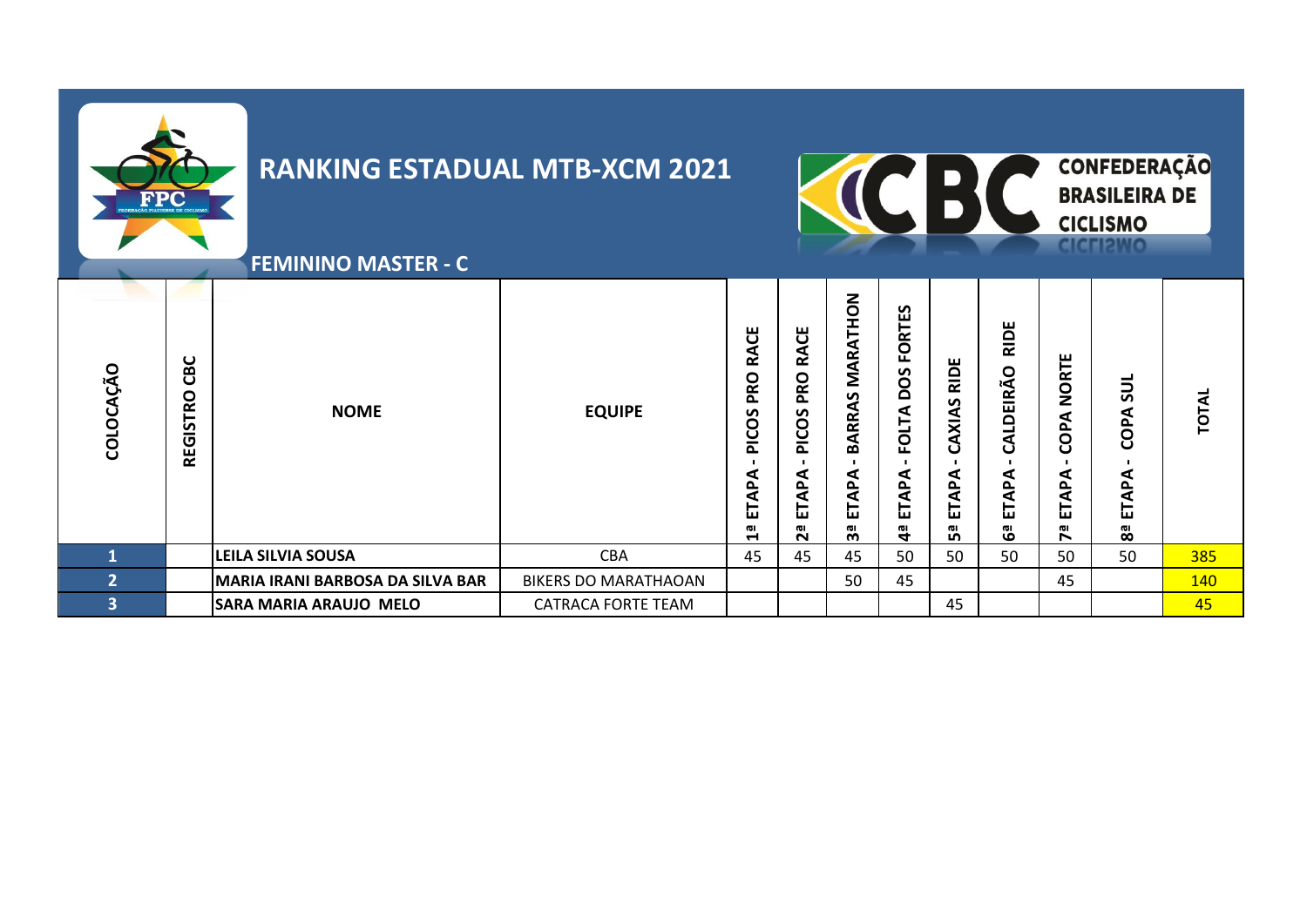# RANKING ESTADUAL MTB-XCM 2021

CONFEDERAÇÃO BRASILEIRA DE CICLISMO

## FEMININO MASTER - C

| COLOCAÇÃO | REGISTRO CBC | NOME | EQUIPE | 1ª ETAPA - PICOS PRO RACE | 2ª ETAPA - PICOS PRO RACE | 3ª ETAPA - BARRAS MARATHON | 4ª ETAPA - FOLTA DOS FORTES | 5ª ETAPA - CAXIAS RIDE | 6ª ETAPA - CALDEIRÃO RIDE | 7ª ETAPA - COPA NORTE | 8ª ETAPA - COPA SUL | TOTAL |
|---|---|---|---|---|---|---|---|---|---|---|---|---|
| 1 | | LEILA SILVIA SOUSA | CBA | 45 | 45 | 45 | 50 | 50 | 50 | 50 | 50 | 385 |
| 2 | | MARIA IRANI BARBOSA DA SILVA BAR | BIKERS DO MARATHAOAN | | | 50 | 45 | | | 45 | | 140 |
| 3 | | SARA MARIA ARAUJO MELO | CATRACA FORTE TEAM | | | | | 45 | | | | 45 |